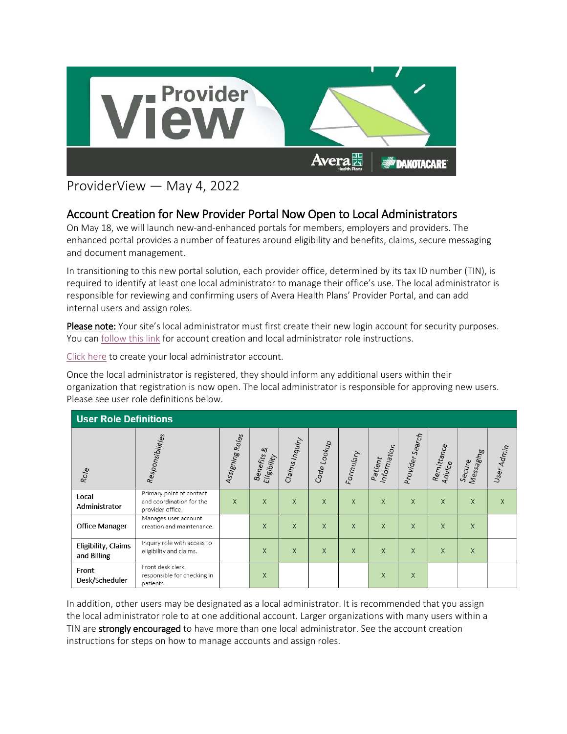ProviderView — May 4, 2022

## Account Creation for New Provider Portal Now Open to Local Administrators

On May 18, we will launch new-and-enhanced portals for members, employers and providers. The enhanced portal provides a number of features around eligibility and benefits, claims, secure messaging and document management.

In transitioning to this new portal solution, each provider office, determined by its tax ID number (TIN), is required to identify at least one local administrator to manage their office's use. The local administrator is responsible for reviewing and confirming users of Avera Health Plans' Provider Portal, and can add internal users and assign roles.

**Please note:** Your site's local administrator must first create their new login account for security purposes. You can follow this link for account creation and local administrator role instructions.

Click here to create your local administrator account.

Once the local administrator is registered, they should inform any additional users within their organization that registration is now open. The local administrator is responsible for approving new users. Please see user role definitions below.

**User Role Definitions**

| Role | Responsibilities | Assigning Roles | Benefits & Eligibility | Claims Inquiry | Code Lookup | Formulary | Patient Information | Provider Search | Remittance Advice | Secure Messaging | User Admin |
|---|---|---|---|---|---|---|---|---|---|---|---|
| Local Administrator | Primary point of contact and coordination for the provider office. | X | X | X | X | X | X | X | X | X | X |
| Office Manager | Manages user account creation and maintenance. | | X | X | X | X | X | X | X | X | |
| Eligibility, Claims and Billing | Inquiry role with access to eligibility and claims. | | X | X | X | X | X | X | X | X | |
| Front Desk/Scheduler | Front desk clerk responsible for checking in patients. | | X | | | | X | X | | | |

In addition, other users may be designated as a local administrator. It is recommended that you assign the local administrator role to at one additional account. Larger organizations with many users within a TIN are **strongly encouraged** to have more than one local administrator. See the account creation instructions for steps on how to manage accounts and assign roles.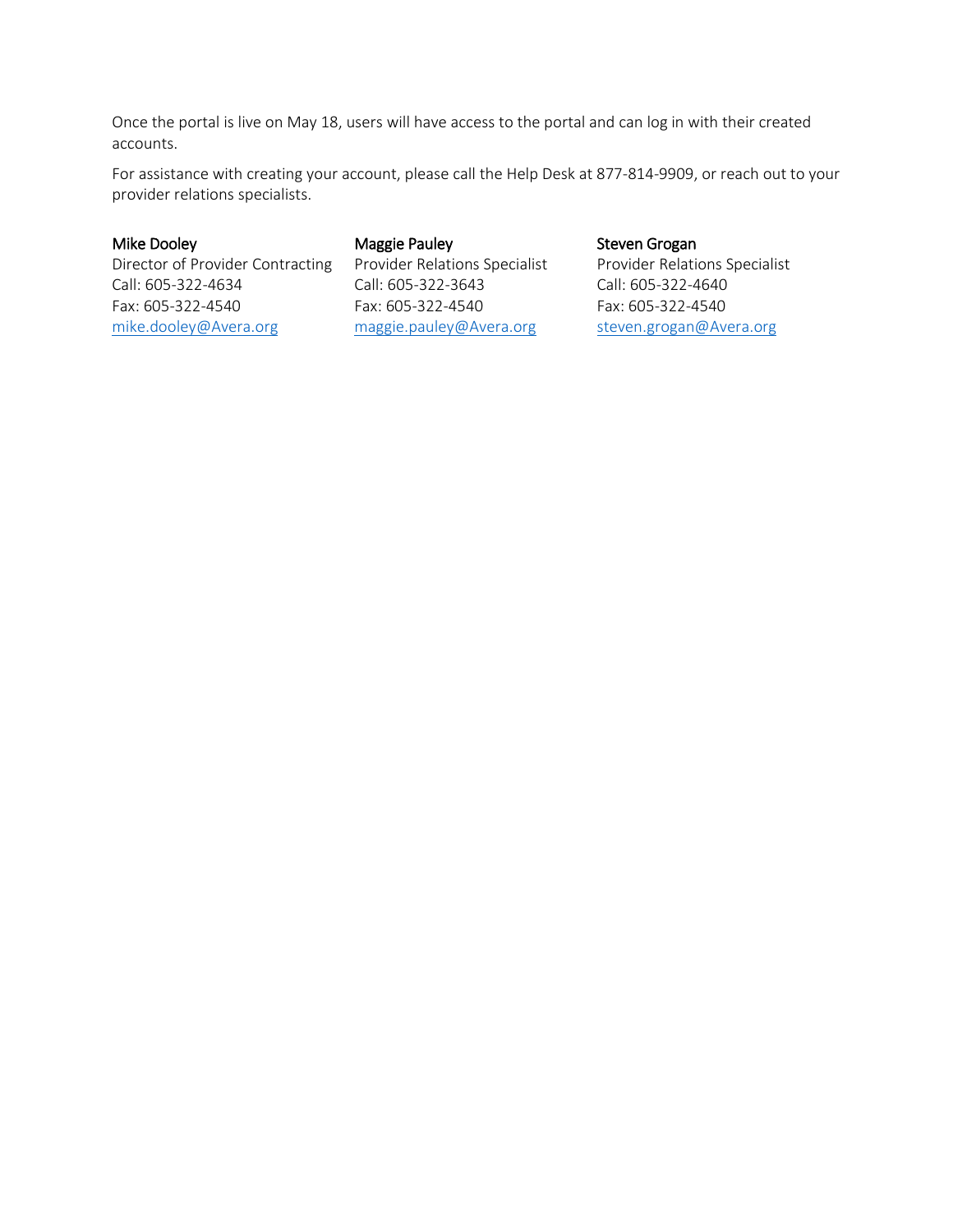Once the portal is live on May 18, users will have access to the portal and can log in with their created accounts.

For assistance with creating your account, please call the Help Desk at 877-814-9909, or reach out to your provider relations specialists.

Mike Dooley
Director of Provider Contracting
Call: 605-322-4634
Fax: 605-322-4540
mike.dooley@Avera.org

Maggie Pauley
Provider Relations Specialist
Call: 605-322-3643
Fax: 605-322-4540
maggie.pauley@Avera.org

Steven Grogan
Provider Relations Specialist
Call: 605-322-4640
Fax: 605-322-4540
steven.grogan@Avera.org